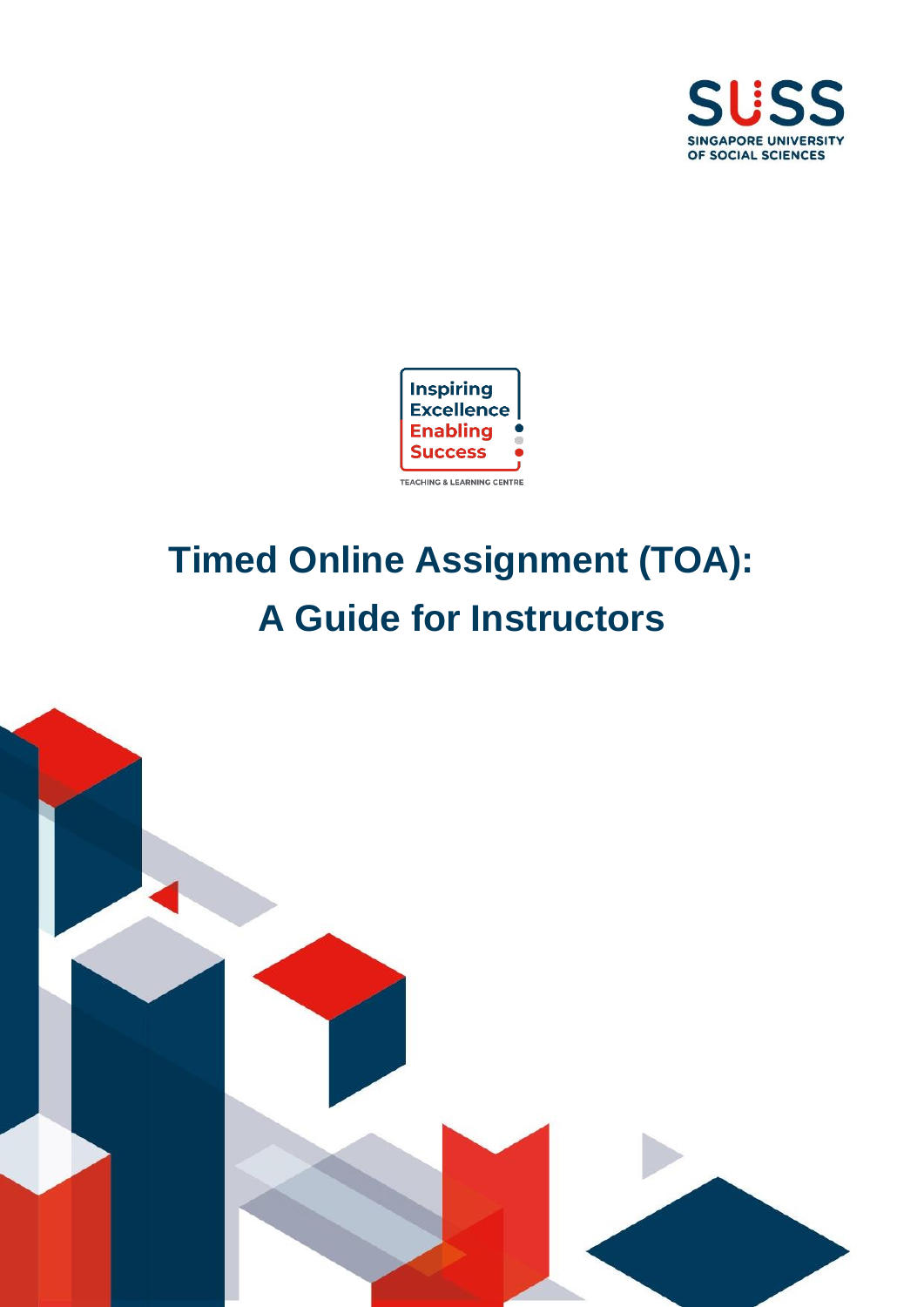SUSS

SINGAPORE UNIVERSITY OF SOCIAL SCIENCES

Inspiring Excellence Enabling Success

TEACHING & LEARNING CENTRE

# Timed Online Assignment (TOA): A Guide for Instructors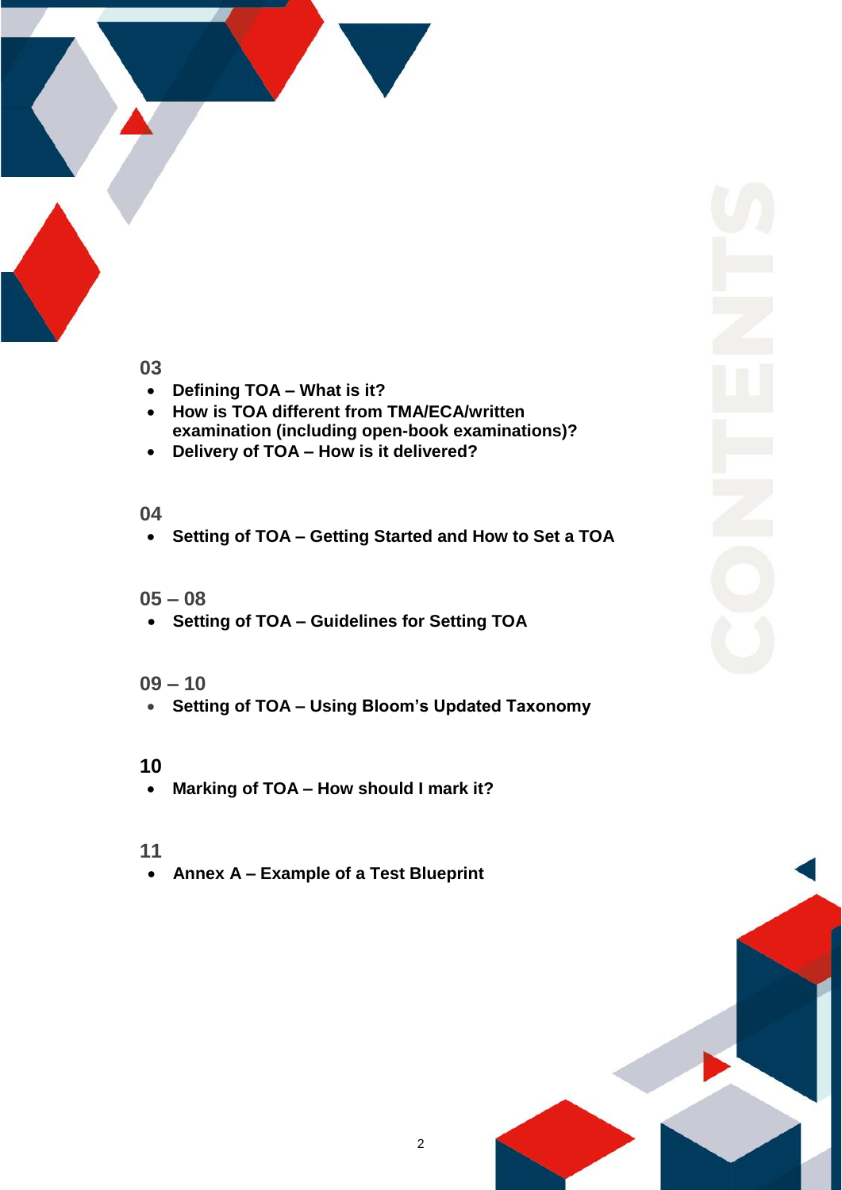# CONTENTS

**03**

- **Defining TOA – What is it?**
- **How is TOA different from TMA/ECA/written examination (including open-book examinations)?**
- **Delivery of TOA – How is it delivered?**

**04**

- **Setting of TOA – Getting Started and How to Set a TOA**

**05 – 08**

- **Setting of TOA – Guidelines for Setting TOA**

**09 – 10**

- **Setting of TOA – Using Bloom's Updated Taxonomy**

**10**

- **Marking of TOA – How should I mark it?**

**11**

- **Annex A – Example of a Test Blueprint**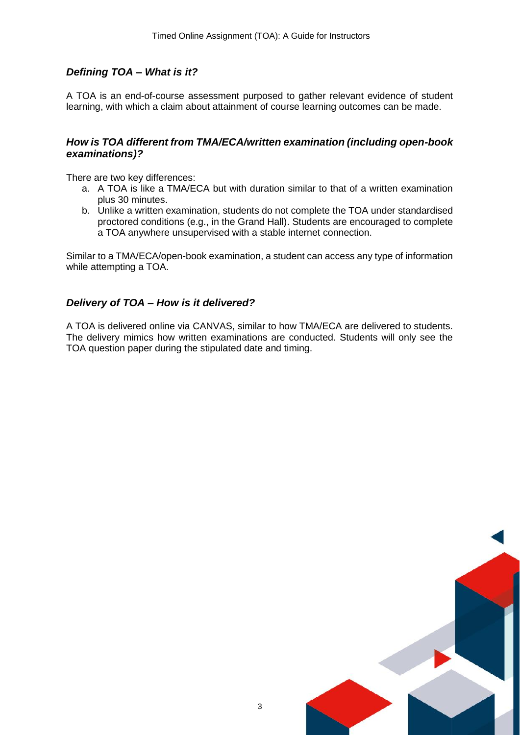### *Defining TOA – What is it?*

A TOA is an end-of-course assessment purposed to gather relevant evidence of student learning, with which a claim about attainment of course learning outcomes can be made.

### *How is TOA different from TMA/ECA/written examination (including open-book examinations)?*

There are two key differences:

a. A TOA is like a TMA/ECA but with duration similar to that of a written examination plus 30 minutes.
b. Unlike a written examination, students do not complete the TOA under standardised proctored conditions (e.g., in the Grand Hall). Students are encouraged to complete a TOA anywhere unsupervised with a stable internet connection.

Similar to a TMA/ECA/open-book examination, a student can access any type of information while attempting a TOA.

### *Delivery of TOA – How is it delivered?*

A TOA is delivered online via CANVAS, similar to how TMA/ECA are delivered to students. The delivery mimics how written examinations are conducted. Students will only see the TOA question paper during the stipulated date and timing.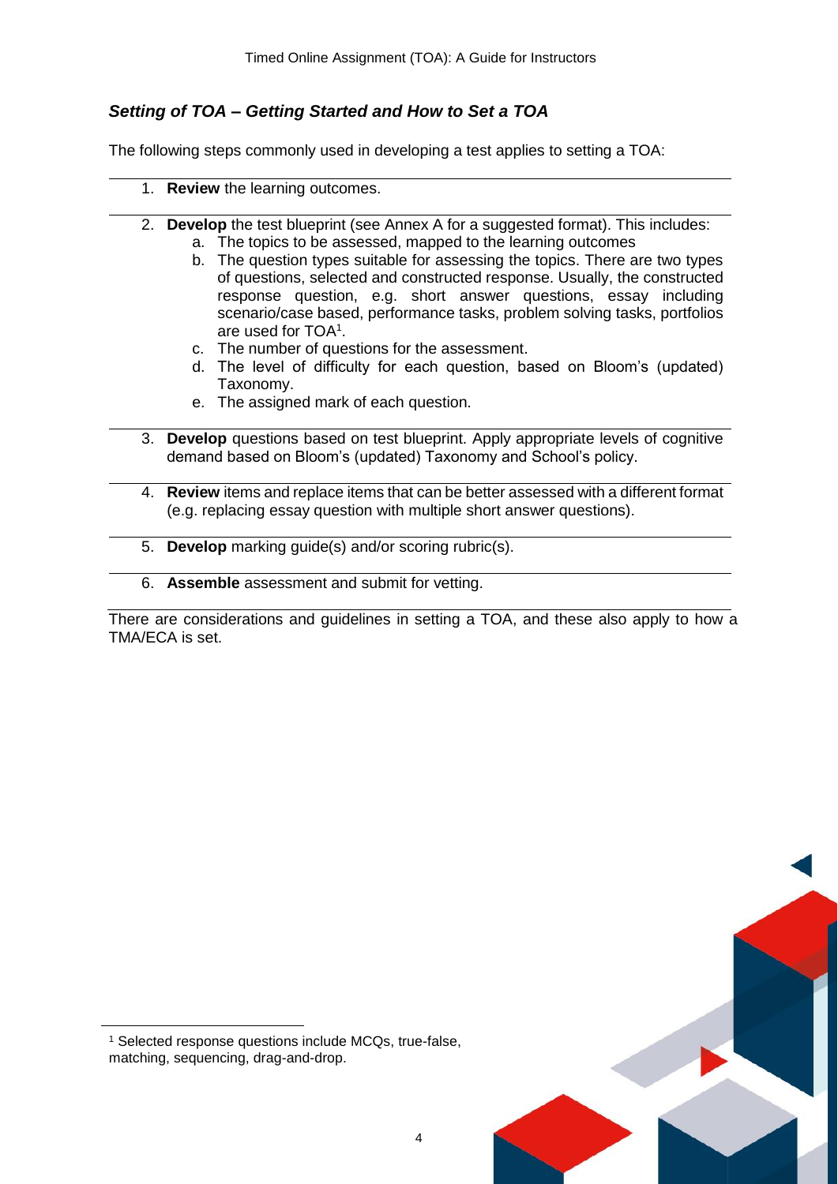### *Setting of TOA – Getting Started and How to Set a TOA*

The following steps commonly used in developing a test applies to setting a TOA:

1. **Review** the learning outcomes.
2. **Develop** the test blueprint (see Annex A for a suggested format). This includes:
   a. The topics to be assessed, mapped to the learning outcomes
   b. The question types suitable for assessing the topics. There are two types of questions, selected and constructed response. Usually, the constructed response question, e.g. short answer questions, essay including scenario/case based, performance tasks, problem solving tasks, portfolios are used for TOA[1].
   c. The number of questions for the assessment.
   d. The level of difficulty for each question, based on Bloom's (updated) Taxonomy.
   e. The assigned mark of each question.
3. **Develop** questions based on test blueprint. Apply appropriate levels of cognitive demand based on Bloom's (updated) Taxonomy and School's policy.
4. **Review** items and replace items that can be better assessed with a different format (e.g. replacing essay question with multiple short answer questions).
5. **Develop** marking guide(s) and/or scoring rubric(s).
6. **Assemble** assessment and submit for vetting.

There are considerations and guidelines in setting a TOA, and these also apply to how a TMA/ECA is set.

[1] Selected response questions include MCQs, true-false, matching, sequencing, drag-and-drop.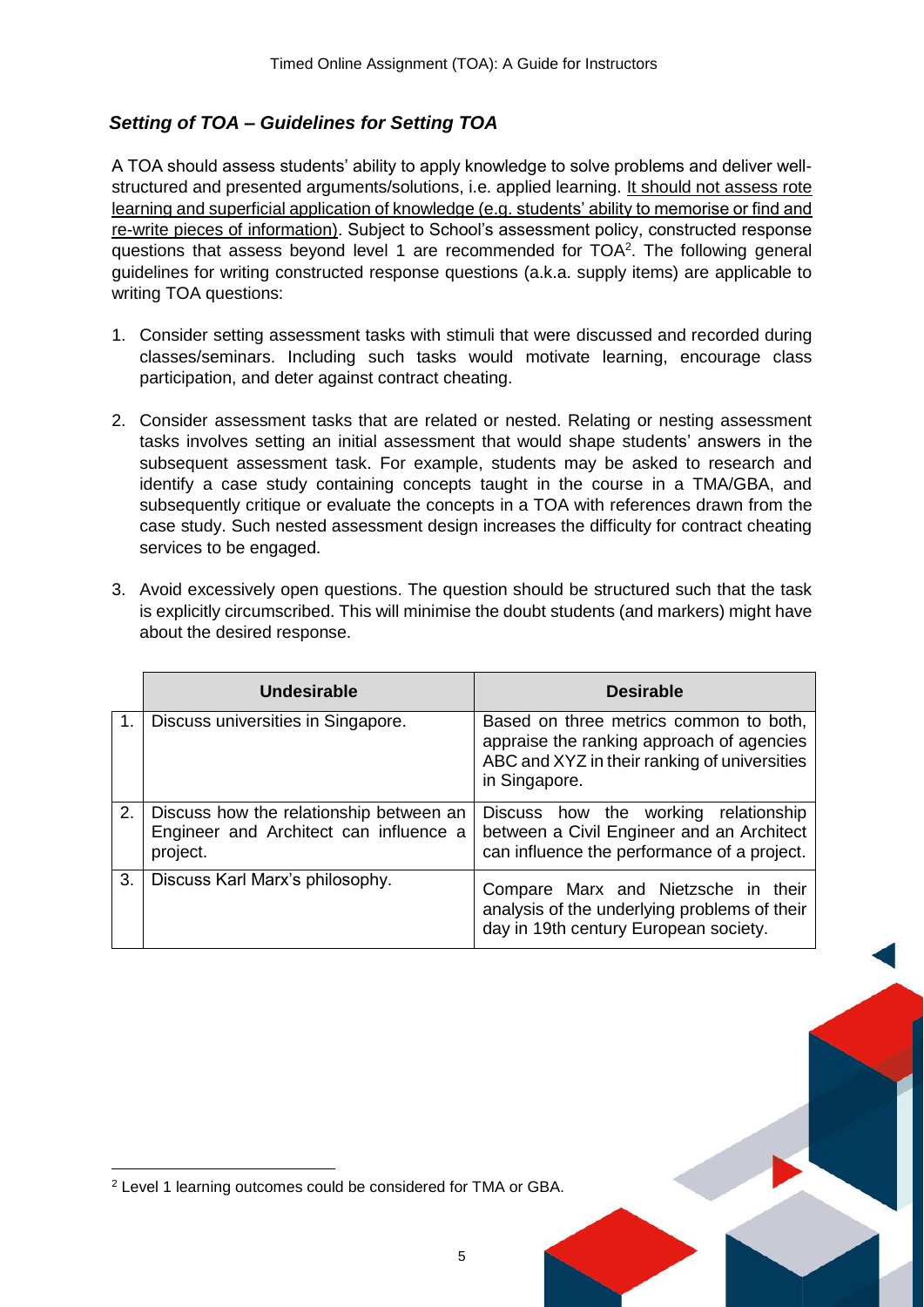### *Setting of TOA – Guidelines for Setting TOA*

A TOA should assess students' ability to apply knowledge to solve problems and deliver well-structured and presented arguments/solutions, i.e. applied learning. <u>It should not assess rote learning and superficial application of knowledge (e.g. students' ability to memorise or find and re-write pieces of information).</u> Subject to School's assessment policy, constructed response questions that assess beyond level 1 are recommended for TOA[2]. The following general guidelines for writing constructed response questions (a.k.a. supply items) are applicable to writing TOA questions:

1. Consider setting assessment tasks with stimuli that were discussed and recorded during classes/seminars. Including such tasks would motivate learning, encourage class participation, and deter against contract cheating.

2. Consider assessment tasks that are related or nested. Relating or nesting assessment tasks involves setting an initial assessment that would shape students' answers in the subsequent assessment task. For example, students may be asked to research and identify a case study containing concepts taught in the course in a TMA/GBA, and subsequently critique or evaluate the concepts in a TOA with references drawn from the case study. Such nested assessment design increases the difficulty for contract cheating services to be engaged.

3. Avoid excessively open questions. The question should be structured such that the task is explicitly circumscribed. This will minimise the doubt students (and markers) might have about the desired response.

| | Undesirable | Desirable |
|---|---|---|
| 1. | Discuss universities in Singapore. | Based on three metrics common to both, appraise the ranking approach of agencies ABC and XYZ in their ranking of universities in Singapore. |
| 2. | Discuss how the relationship between an Engineer and Architect can influence a project. | Discuss how the working relationship between a Civil Engineer and an Architect can influence the performance of a project. |
| 3. | Discuss Karl Marx's philosophy. | Compare Marx and Nietzsche in their analysis of the underlying problems of their day in 19th century European society. |

[2] Level 1 learning outcomes could be considered for TMA or GBA.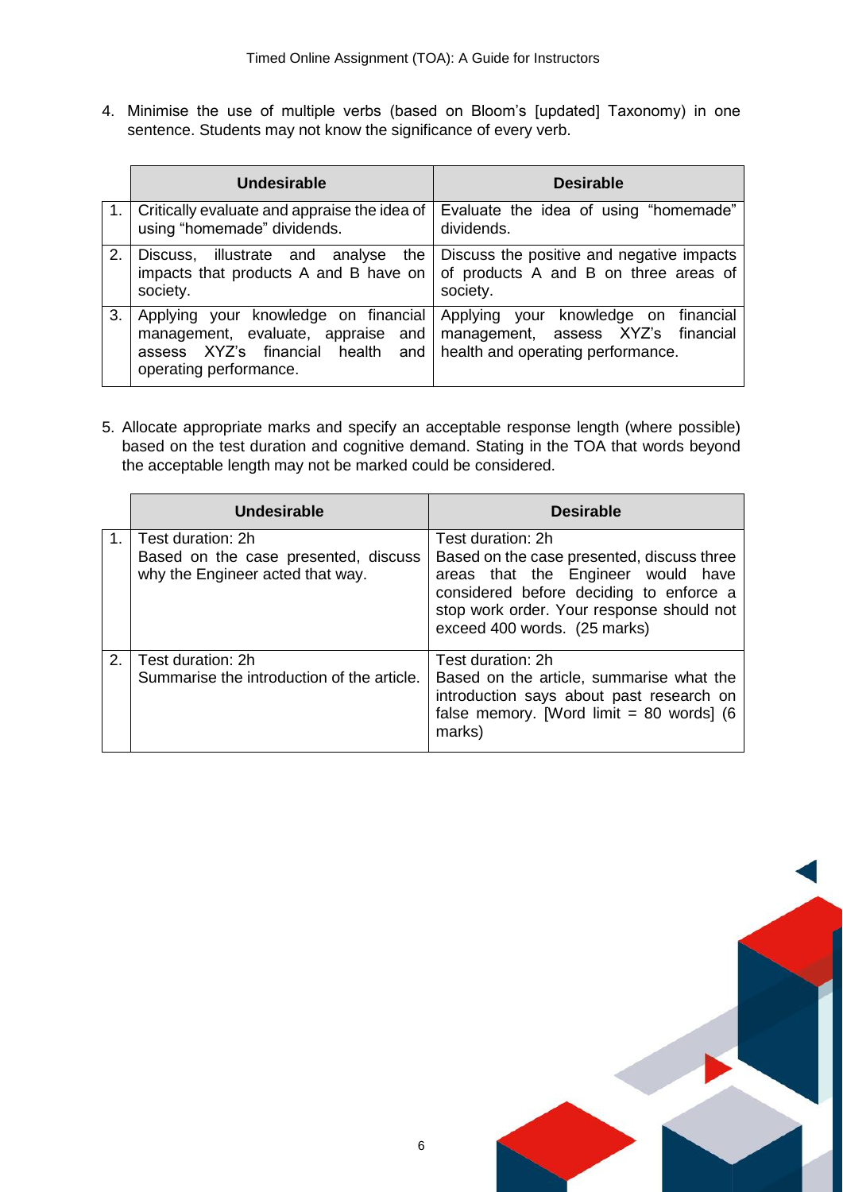4. Minimise the use of multiple verbs (based on Bloom's [updated] Taxonomy) in one sentence. Students may not know the significance of every verb.

| | Undesirable | Desirable |
|---|---|---|
| 1. | Critically evaluate and appraise the idea of using "homemade" dividends. | Evaluate the idea of using "homemade" dividends. |
| 2. | Discuss, illustrate and analyse the impacts that products A and B have on society. | Discuss the positive and negative impacts of products A and B on three areas of society. |
| 3. | Applying your knowledge on financial management, evaluate, appraise and assess XYZ's financial health and operating performance. | Applying your knowledge on financial management, assess XYZ's financial health and operating performance. |

5. Allocate appropriate marks and specify an acceptable response length (where possible) based on the test duration and cognitive demand. Stating in the TOA that words beyond the acceptable length may not be marked could be considered.

| | Undesirable | Desirable |
|---|---|---|
| 1. | Test duration: 2h<br>Based on the case presented, discuss why the Engineer acted that way. | Test duration: 2h<br>Based on the case presented, discuss three areas that the Engineer would have considered before deciding to enforce a stop work order. Your response should not exceed 400 words. (25 marks) |
| 2. | Test duration: 2h<br>Summarise the introduction of the article. | Test duration: 2h<br>Based on the article, summarise what the introduction says about past research on false memory. [Word limit = 80 words] (6 marks) |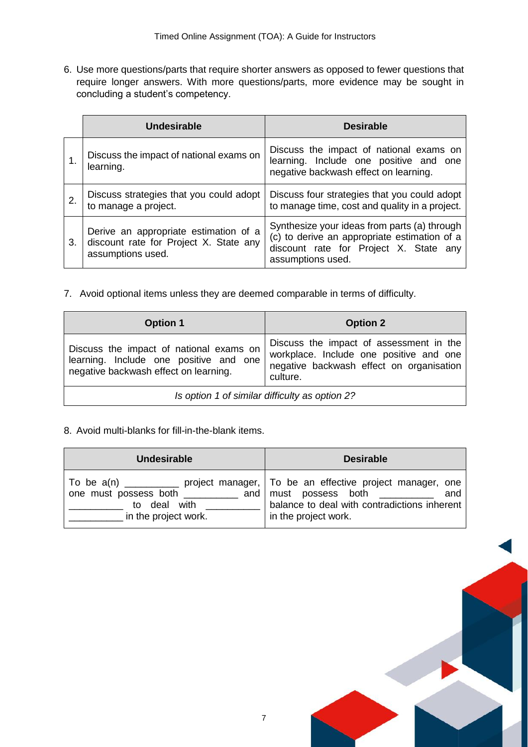6. Use more questions/parts that require shorter answers as opposed to fewer questions that require longer answers. With more questions/parts, more evidence may be sought in concluding a student's competency.

| | Undesirable | Desirable |
|---|---|---|
| 1. | Discuss the impact of national exams on learning. | Discuss the impact of national exams on learning. Include one positive and one negative backwash effect on learning. |
| 2. | Discuss strategies that you could adopt to manage a project. | Discuss four strategies that you could adopt to manage time, cost and quality in a project. |
| 3. | Derive an appropriate estimation of a discount rate for Project X. State any assumptions used. | Synthesize your ideas from parts (a) through (c) to derive an appropriate estimation of a discount rate for Project X. State any assumptions used. |

7. Avoid optional items unless they are deemed comparable in terms of difficulty.

| Option 1 | Option 2 |
|---|---|
| Discuss the impact of national exams on learning. Include one positive and one negative backwash effect on learning. | Discuss the impact of assessment in the workplace. Include one positive and one negative backwash effect on organisation culture. |
| *Is option 1 of similar difficulty as option 2?* | |

8. Avoid multi-blanks for fill-in-the-blank items.

| Undesirable | Desirable |
|---|---|
| To be a(n) __________ project manager, one must possess both __________ and __________ to deal with __________ __________ in the project work. | To be an effective project manager, one must possess both __________ and balance to deal with contradictions inherent in the project work. |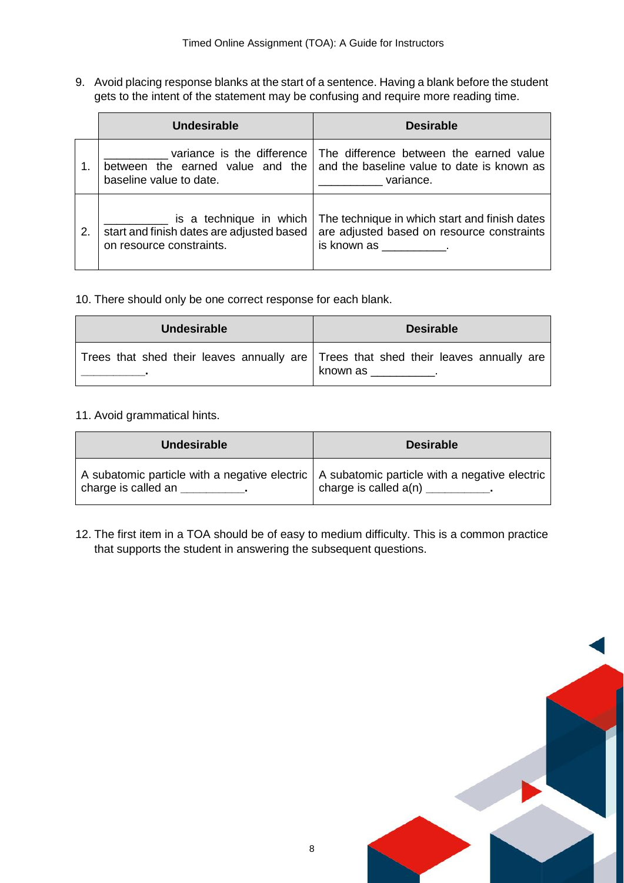9. Avoid placing response blanks at the start of a sentence. Having a blank before the student gets to the intent of the statement may be confusing and require more reading time.

| | Undesirable | Desirable |
|---|---|---|
| 1. | __________ variance is the difference between the earned value and the baseline value to date. | The difference between the earned value and the baseline value to date is known as __________ variance. |
| 2. | __________ is a technique in which start and finish dates are adjusted based on resource constraints. | The technique in which start and finish dates are adjusted based on resource constraints is known as __________. |

10. There should only be one correct response for each blank.

| Undesirable | Desirable |
|---|---|
| Trees that shed their leaves annually are __________. | Trees that shed their leaves annually are known as __________. |

11. Avoid grammatical hints.

| Undesirable | Desirable |
|---|---|
| A subatomic particle with a negative electric charge is called an __________. | A subatomic particle with a negative electric charge is called a(n) __________. |

12. The first item in a TOA should be of easy to medium difficulty. This is a common practice that supports the student in answering the subsequent questions.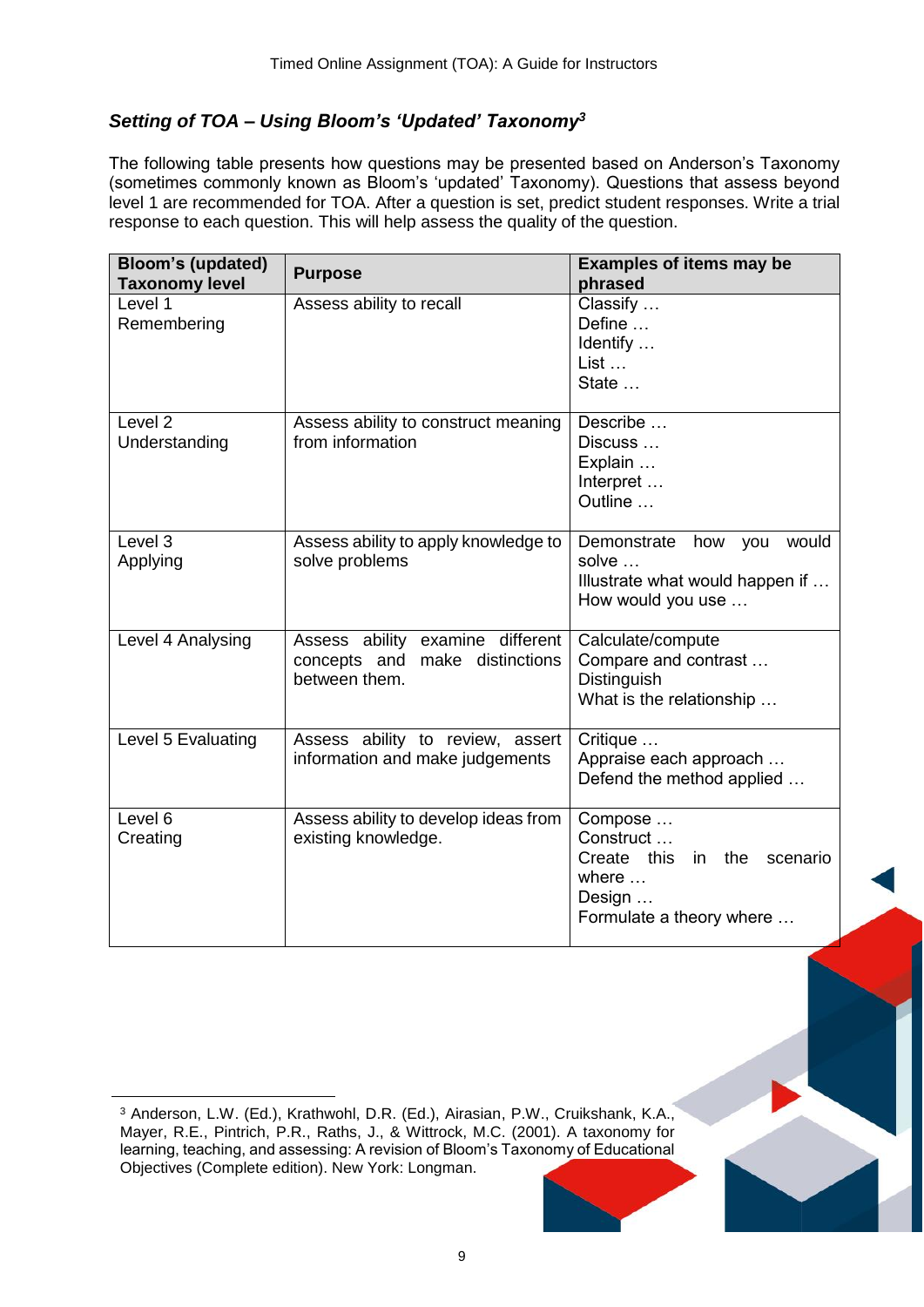### *Setting of TOA – Using Bloom's 'Updated' Taxonomy*[3]

The following table presents how questions may be presented based on Anderson's Taxonomy (sometimes commonly known as Bloom's 'updated' Taxonomy). Questions that assess beyond level 1 are recommended for TOA. After a question is set, predict student responses. Write a trial response to each question. This will help assess the quality of the question.

| Bloom's (updated) Taxonomy level | Purpose | Examples of items may be phrased |
|---|---|---|
| Level 1 Remembering | Assess ability to recall | Classify …<br>Define …<br>Identify …<br>List …<br>State … |
| Level 2 Understanding | Assess ability to construct meaning from information | Describe …<br>Discuss …<br>Explain …<br>Interpret …<br>Outline … |
| Level 3 Applying | Assess ability to apply knowledge to solve problems | Demonstrate how you would solve …<br>Illustrate what would happen if …<br>How would you use … |
| Level 4 Analysing | Assess ability examine different concepts and make distinctions between them. | Calculate/compute<br>Compare and contrast …<br>Distinguish<br>What is the relationship … |
| Level 5 Evaluating | Assess ability to review, assert information and make judgements | Critique …<br>Appraise each approach …<br>Defend the method applied … |
| Level 6 Creating | Assess ability to develop ideas from existing knowledge. | Compose …<br>Construct …<br>Create this in the scenario where …<br>Design …<br>Formulate a theory where … |

[3] Anderson, L.W. (Ed.), Krathwohl, D.R. (Ed.), Airasian, P.W., Cruikshank, K.A., Mayer, R.E., Pintrich, P.R., Raths, J., & Wittrock, M.C. (2001). A taxonomy for learning, teaching, and assessing: A revision of Bloom's Taxonomy of Educational Objectives (Complete edition). New York: Longman.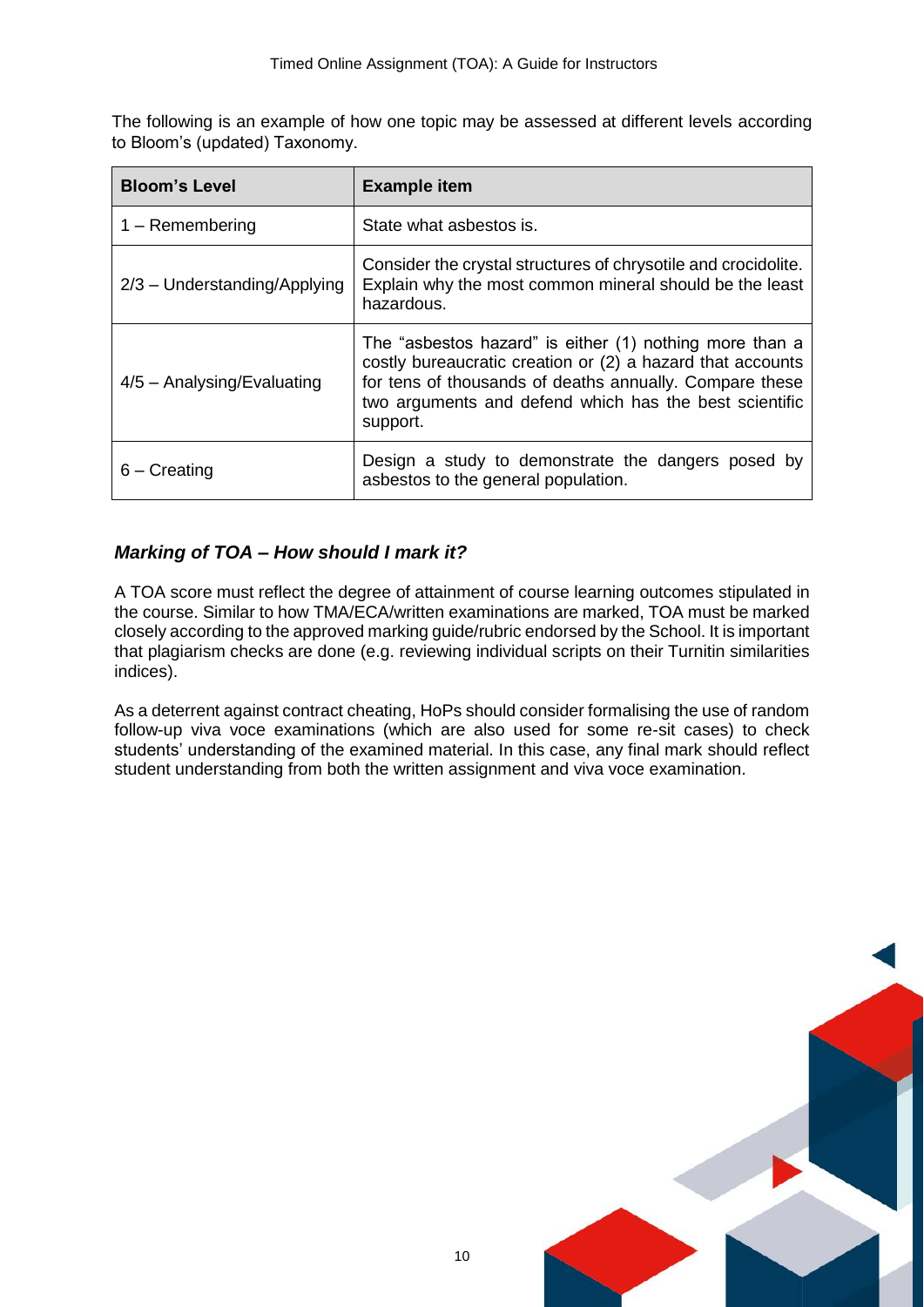The following is an example of how one topic may be assessed at different levels according to Bloom's (updated) Taxonomy.

| Bloom's Level | Example item |
| --- | --- |
| 1 – Remembering | State what asbestos is. |
| 2/3 – Understanding/Applying | Consider the crystal structures of chrysotile and crocidolite. Explain why the most common mineral should be the least hazardous. |
| 4/5 – Analysing/Evaluating | The "asbestos hazard" is either (1) nothing more than a costly bureaucratic creation or (2) a hazard that accounts for tens of thousands of deaths annually. Compare these two arguments and defend which has the best scientific support. |
| 6 – Creating | Design a study to demonstrate the dangers posed by asbestos to the general population. |

### *Marking of TOA – How should I mark it?*

A TOA score must reflect the degree of attainment of course learning outcomes stipulated in the course. Similar to how TMA/ECA/written examinations are marked, TOA must be marked closely according to the approved marking guide/rubric endorsed by the School. It is important that plagiarism checks are done (e.g. reviewing individual scripts on their Turnitin similarities indices).

As a deterrent against contract cheating, HoPs should consider formalising the use of random follow-up viva voce examinations (which are also used for some re-sit cases) to check students' understanding of the examined material. In this case, any final mark should reflect student understanding from both the written assignment and viva voce examination.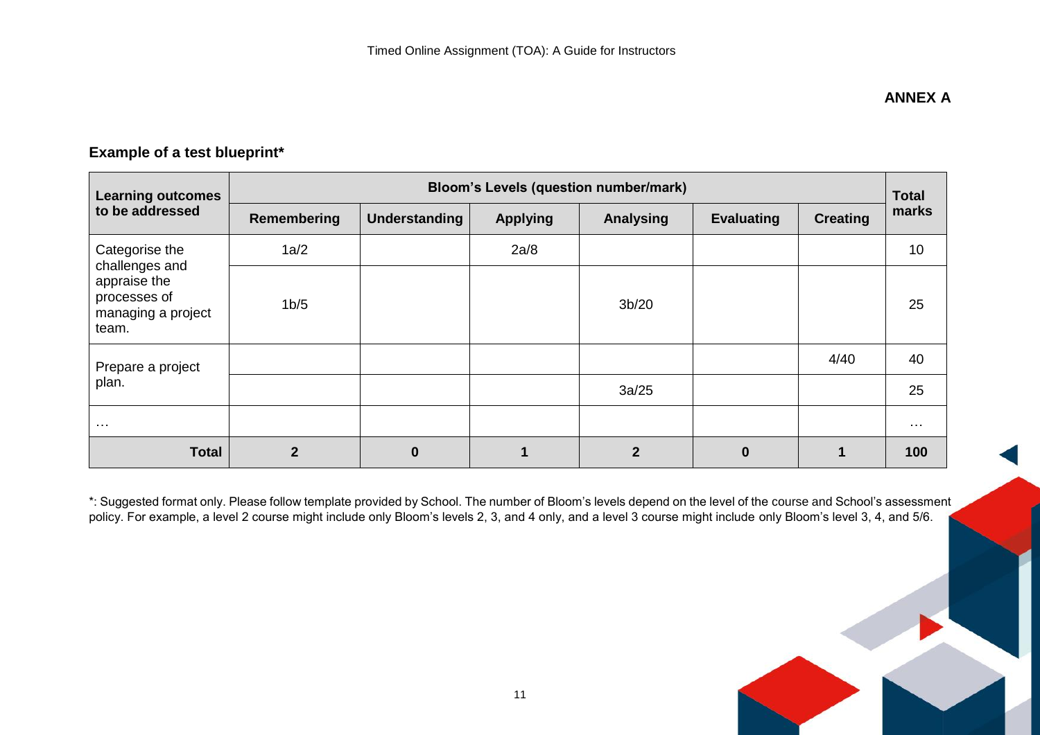**ANNEX A**

## Example of a test blueprint*

| Learning outcomes to be addressed | Bloom's Levels (question number/mark) | | | | | | Total marks |
|---|---|---|---|---|---|---|---|
| | Remembering | Understanding | Applying | Analysing | Evaluating | Creating | |
| Categorise the challenges and appraise the processes of managing a project team. | 1a/2 | | 2a/8 | | | | 10 |
| | 1b/5 | | | 3b/20 | | | 25 |
| Prepare a project plan. | | | | | | 4/40 | 40 |
| | | | | 3a/25 | | | 25 |
| … | | | | | | | … |
| **Total** | **2** | **0** | **1** | **2** | **0** | **1** | **100** |

*: Suggested format only. Please follow template provided by School. The number of Bloom's levels depend on the level of the course and School's assessment policy. For example, a level 2 course might include only Bloom's levels 2, 3, and 4 only, and a level 3 course might include only Bloom's level 3, 4, and 5/6.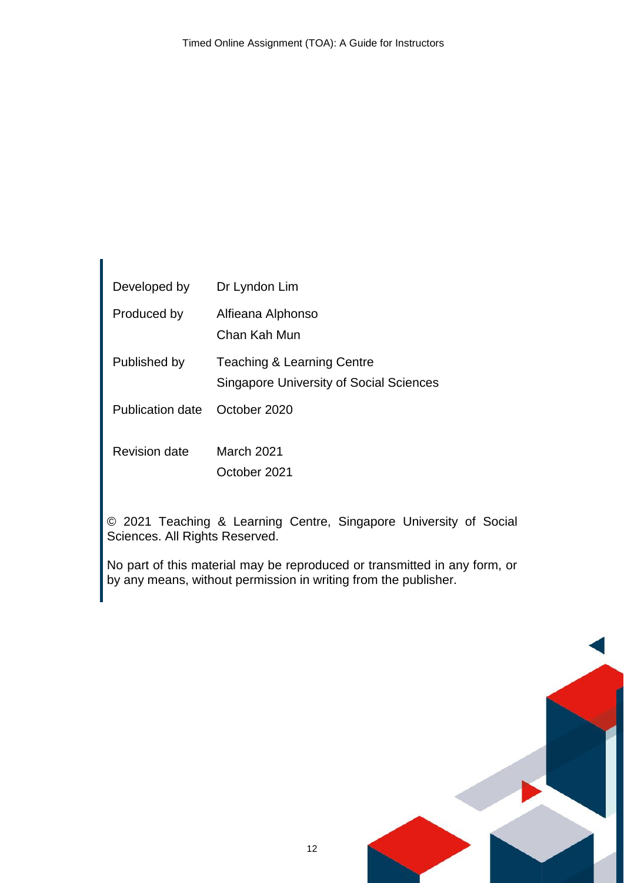| | |
|---|---|
| Developed by | Dr Lyndon Lim |
| Produced by | Alfieana Alphonso<br>Chan Kah Mun |
| Published by | Teaching & Learning Centre<br>Singapore University of Social Sciences |
| Publication date | October 2020 |
| Revision date | March 2021<br>October 2021 |

© 2021 Teaching & Learning Centre, Singapore University of Social Sciences. All Rights Reserved.

No part of this material may be reproduced or transmitted in any form, or by any means, without permission in writing from the publisher.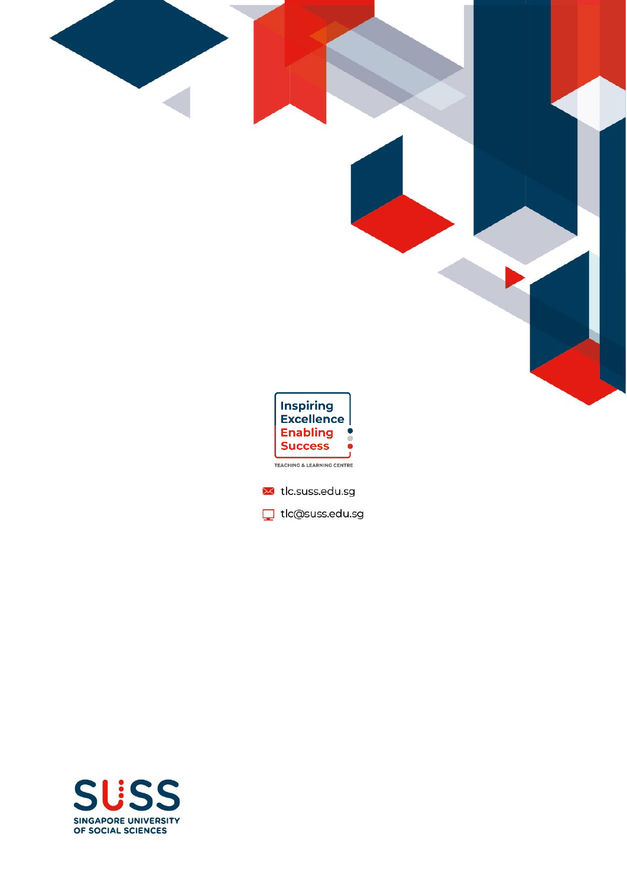Inspiring
Excellence
Enabling
Success

TEACHING & LEARNING CENTRE

tlc.suss.edu.sg

tlc@suss.edu.sg

SUSS
SINGAPORE UNIVERSITY
OF SOCIAL SCIENCES